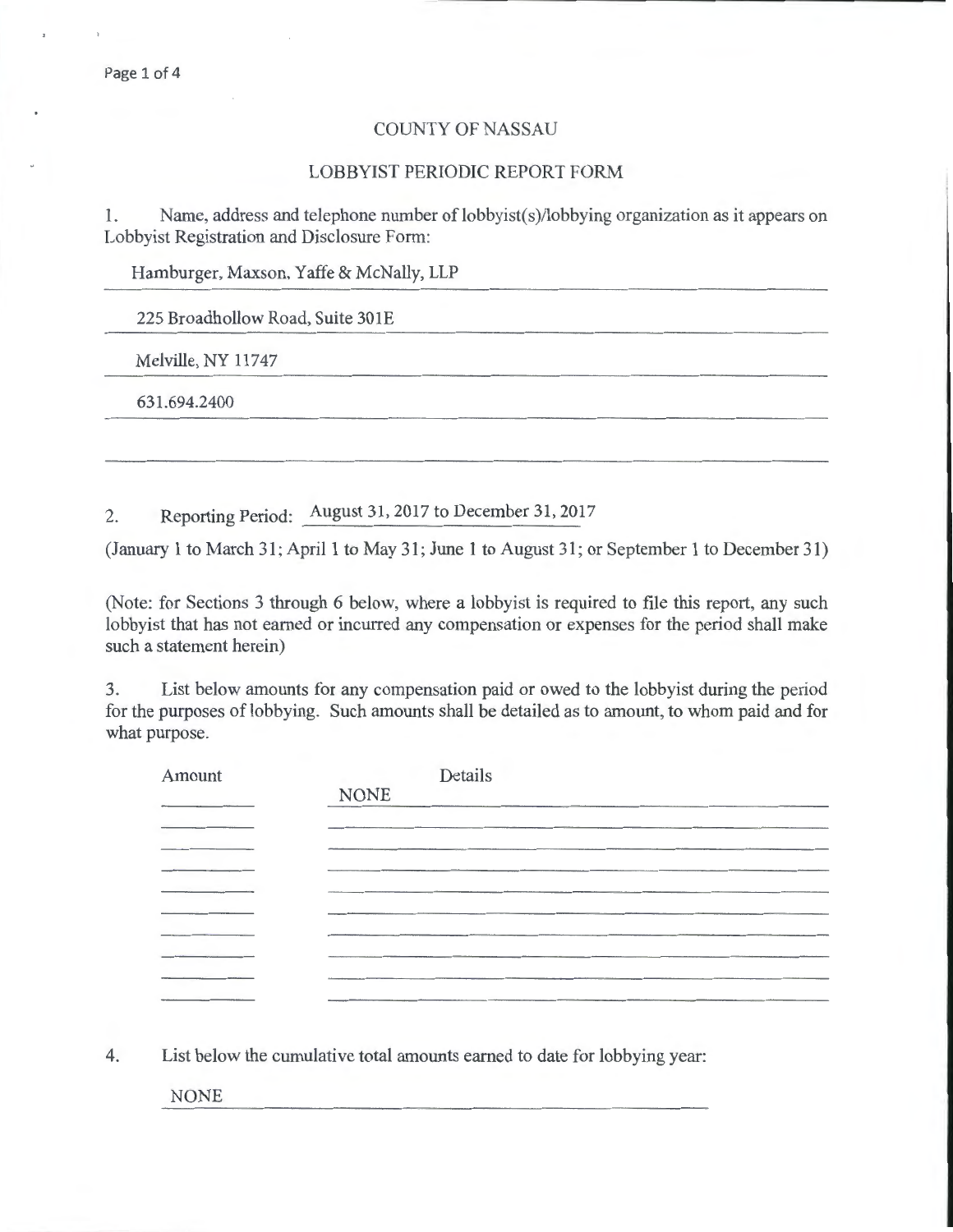# COUNTY OF NASSAU

## LOBBYIST PERIODIC REPORT FORM

1. Name, address and telephone number of lobbyist(s)/lobbying organization as it appears on Lobbyist Registration and Disclosure Form:

Hamburger, Maxson, Yaffe & McNally, LLP

225 Broadhollow Road, Suite 301E

Melville, NY 11747

631.694.2400

2. Reporting Period: August 31, 2017 to December 31, 2017

(January 1 to March 31; April 1 to May 31; June 1 to August 31; or September 1 to December 31)

(Note: for Sections 3 through 6 below, where a lobbyist is required to file this report, any such lobbyist that has not earned or incurred any compensation or expenses for the period shall make such a statement herein)

3. List below amounts for any compensation paid or owed to the lobbyist during the period for the purposes of lobbying. Such amounts shall be detailed as to amount, to whom paid and for what purpose.

| Amount | Details |
|---|---|
| | NONE |

4. List below the cumulative total amounts earned to date for lobbying year:

NONE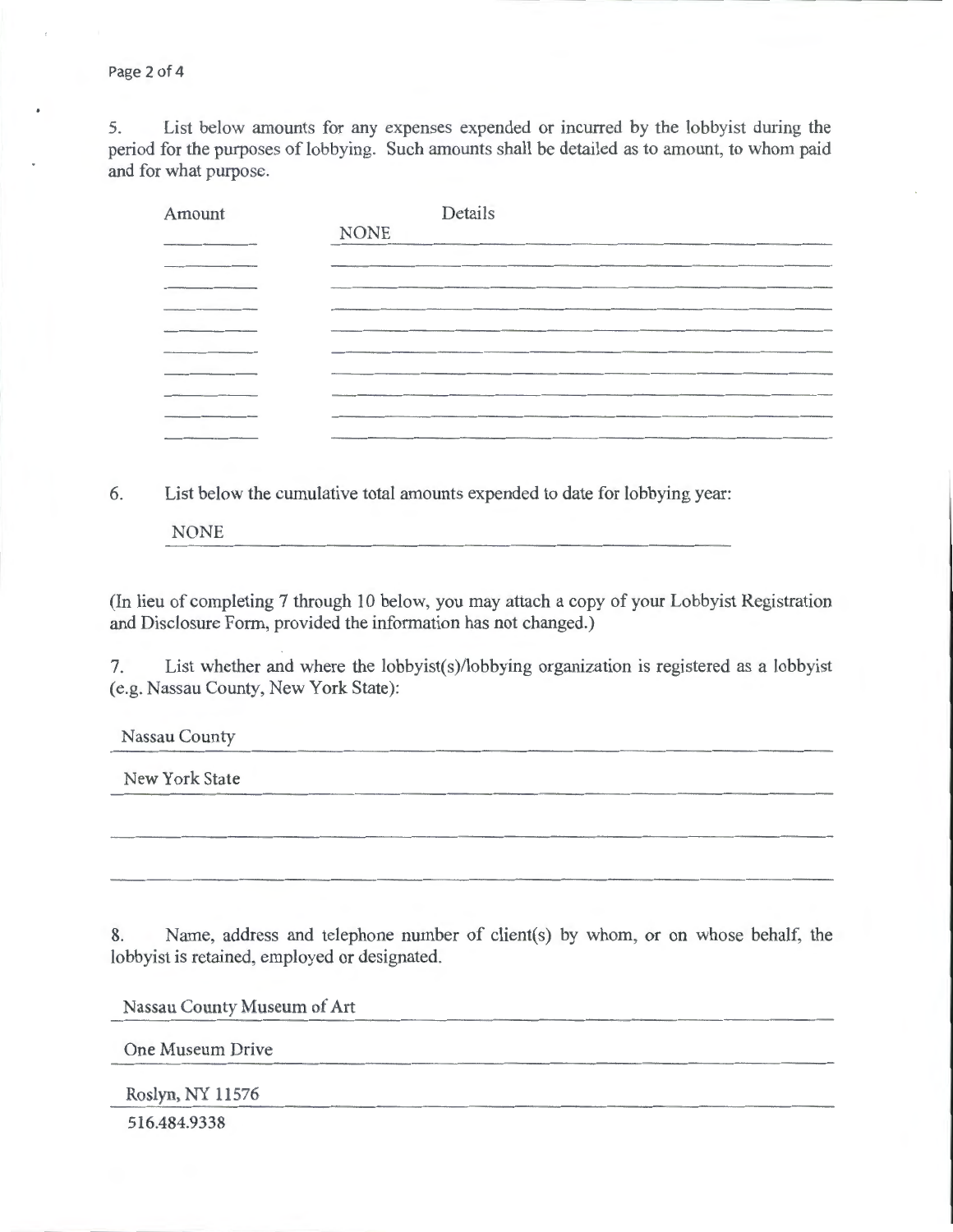5. List below amounts for any expenses expended or incurred by the lobbyist during the period for the purposes of lobbying. Such amounts shall be detailed as to amount, to whom paid and for what purpose.

| Amount | Details |
| --- | --- |
| | NONE |

6. List below the cumulative total amounts expended to date for lobbying year:

NONE

(In lieu of completing 7 through 10 below, you may attach a copy of your Lobbyist Registration and Disclosure Form, provided the information has not changed.)

7. List whether and where the lobbyist(s)/lobbying organization is registered as a lobbyist (e.g. Nassau County, New York State):

Nassau County

New York State

8. Name, address and telephone number of client(s) by whom, or on whose behalf, the lobbyist is retained, employed or designated.

Nassau County Museum of Art

One Museum Drive

Roslyn, NY 11576

516.484.9338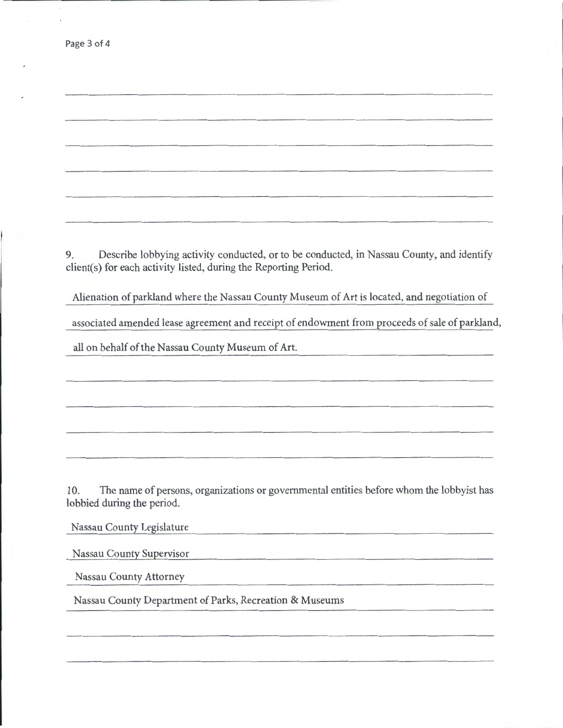9. Describe lobbying activity conducted, or to be conducted, in Nassau County, and identify client(s) for each activity listed, during the Reporting Period.

Alienation of parkland where the Nassau County Museum of Art is located, and negotiation of associated amended lease agreement and receipt of endowment from proceeds of sale of parkland, all on behalf of the Nassau County Museum of Art.

10. The name of persons, organizations or governmental entities before whom the lobbyist has lobbied during the period.

Nassau County Legislature

Nassau County Supervisor

Nassau County Attorney

Nassau County Department of Parks, Recreation & Museums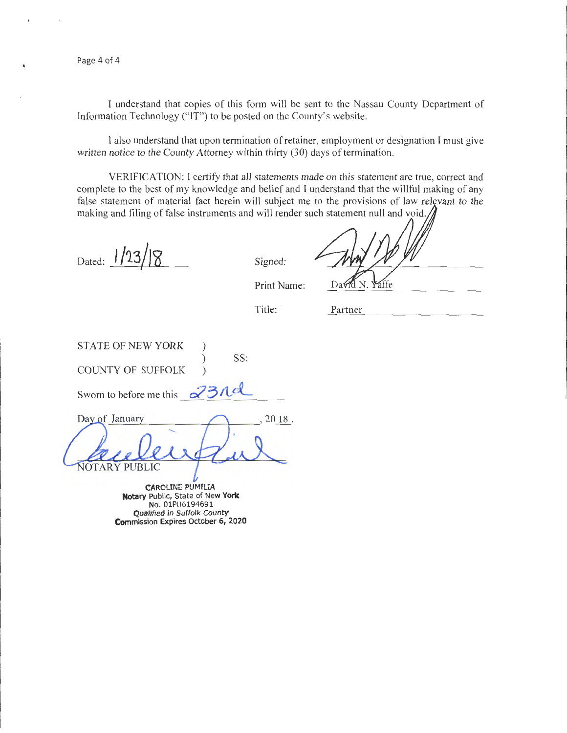I understand that copies of this form will be sent to the Nassau County Department of Information Technology ("IT") to be posted on the County's website.

I also understand that upon termination of retainer, employment or designation I must give written notice to the County Attorney within thirty (30) days of termination.

VERIFICATION: I certify that all statements made on this statement are true, correct and complete to the best of my knowledge and belief and I understand that the willful making of any false statement of material fact herein will subject me to the provisions of law relevant to the making and filing of false instruments and will render such statement null and void.

Dated: 1/23/18

Signed: ______________________

Print Name: David N. Yaffe

Title: Partner

STATE OF NEW YORK )
) SS:
COUNTY OF SUFFOLK )

Sworn to before me this 23rd

Day of January, 2018.

NOTARY PUBLIC

**CAROLINE PUMILIA**
**Notary Public, State of New York**
**No. 01PU6194691**
***Qualified in Suffolk County***
**Commission Expires October 6, 2020**